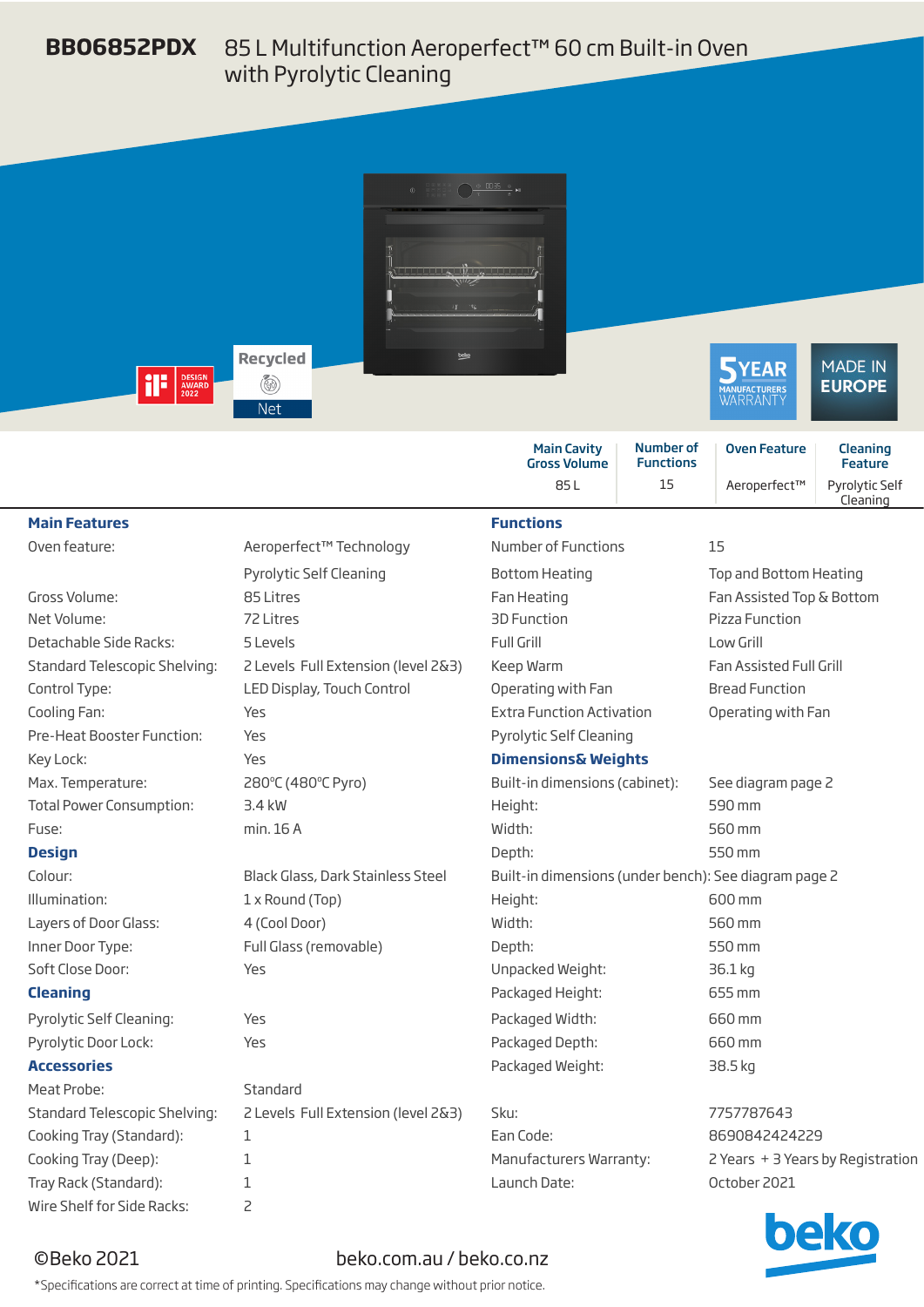# BBO6852PDX 85 L Multifunction Aeroperfect™ 60 cm Built-in Oven with Pyrolytic Cleaning

DESIGN AWARD 2022

Recycled Net

5 YEAR MANUFACTURERS WARRANTY

MADE IN EUROPE

| Main Cavity Gross Volume | Number of Functions | Oven Feature | Cleaning Feature |
|---|---|---|---|
| 85 L | 15 | Aeroperfect™ | Pyrolytic Self Cleaning |

## Main Features

| | |
|---|---|
| Oven feature: | Aeroperfect™ Technology |
| | Pyrolytic Self Cleaning |
| Gross Volume: | 85 Litres |
| Net Volume: | 72 Litres |
| Detachable Side Racks: | 5 Levels |
| Standard Telescopic Shelving: | 2 Levels Full Extension (level 2&3) |
| Control Type: | LED Display, Touch Control |
| Cooling Fan: | Yes |
| Pre-Heat Booster Function: | Yes |
| Key Lock: | Yes |
| Max. Temperature: | 280°C (480°C Pyro) |
| Total Power Consumption: | 3.4 kW |
| Fuse: | min. 16 A |

## Design

| | |
|---|---|
| Colour: | Black Glass, Dark Stainless Steel |
| Illumination: | 1 x Round (Top) |
| Layers of Door Glass: | 4 (Cool Door) |
| Inner Door Type: | Full Glass (removable) |
| Soft Close Door: | Yes |

## Cleaning

| | |
|---|---|
| Pyrolytic Self Cleaning: | Yes |
| Pyrolytic Door Lock: | Yes |

## Accessories

| | |
|---|---|
| Meat Probe: | Standard |
| Standard Telescopic Shelving: | 2 Levels Full Extension (level 2&3) |
| Cooking Tray (Standard): | 1 |
| Cooking Tray (Deep): | 1 |
| Tray Rack (Standard): | 1 |
| Wire Shelf for Side Racks: | 2 |

## Functions

| | |
|---|---|
| Number of Functions | 15 |
| Bottom Heating | Top and Bottom Heating |
| Fan Heating | Fan Assisted Top & Bottom |
| 3D Function | Pizza Function |
| Full Grill | Low Grill |
| Keep Warm | Fan Assisted Full Grill |
| Operating with Fan | Bread Function |
| Extra Function Activation | Operating with Fan |
| Pyrolytic Self Cleaning | |

## Dimensions& Weights

| | |
|---|---|
| Built-in dimensions (cabinet): | See diagram page 2 |
| Height: | 590 mm |
| Width: | 560 mm |
| Depth: | 550 mm |
| Built-in dimensions (under bench): | See diagram page 2 |
| Height: | 600 mm |
| Width: | 560 mm |
| Depth: | 550 mm |
| Unpacked Weight: | 36.1 kg |
| Packaged Height: | 655 mm |
| Packaged Width: | 660 mm |
| Packaged Depth: | 660 mm |
| Packaged Weight: | 38.5 kg |
| Sku: | 7757787643 |
| Ean Code: | 8690842424229 |
| Manufacturers Warranty: | 2 Years + 3 Years by Registration |
| Launch Date: | October 2021 |

©Beko 2021 beko.com.au / beko.co.nz

beko

*Specifications are correct at time of printing. Specifications may change without prior notice.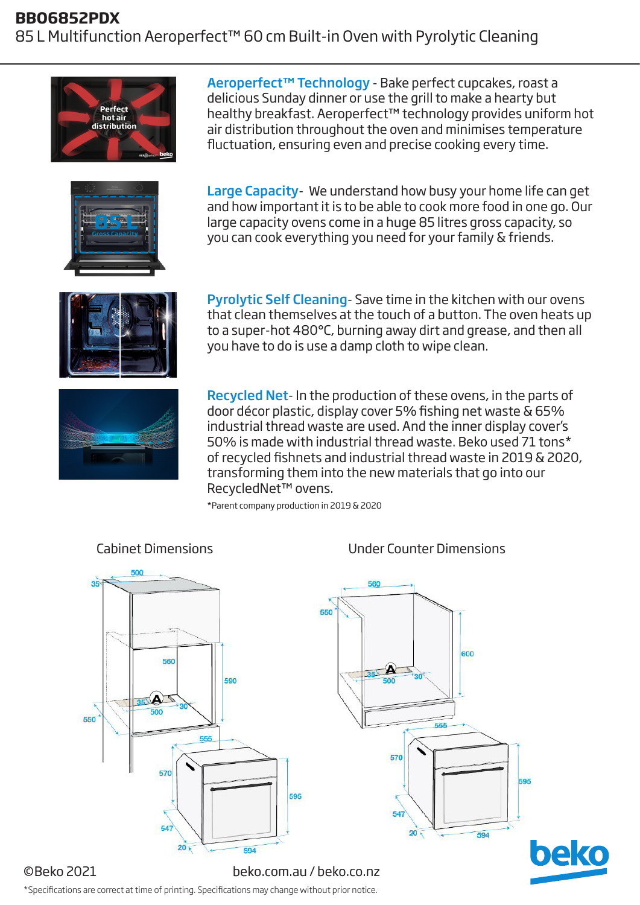# BBO6852PDX

85 L Multifunction Aeroperfect™ 60 cm Built-in Oven with Pyrolytic Cleaning

**Aeroperfect™ Technology** - Bake perfect cupcakes, roast a delicious Sunday dinner or use the grill to make a hearty but healthy breakfast. Aeroperfect™ technology provides uniform hot air distribution throughout the oven and minimises temperature fluctuation, ensuring even and precise cooking every time.

**Large Capacity**- We understand how busy your home life can get and how important it is to be able to cook more food in one go. Our large capacity ovens come in a huge 85 litres gross capacity, so you can cook everything you need for your family & friends.

**Pyrolytic Self Cleaning**- Save time in the kitchen with our ovens that clean themselves at the touch of a button. The oven heats up to a super-hot 480°C, burning away dirt and grease, and then all you have to do is use a damp cloth to wipe clean.

**Recycled Net**- In the production of these ovens, in the parts of door décor plastic, display cover 5% fishing net waste & 65% industrial thread waste are used. And the inner display cover's 50% is made with industrial thread waste. Beko used 71 tons* of recycled fishnets and industrial thread waste in 2019 & 2020, transforming them into the new materials that go into our RecycledNet™ ovens.

*Parent company production in 2019 & 2020

## Cabinet Dimensions

500
35
560
590
550
35
A
30
500
555
570
595
547
20
594

## Under Counter Dimensions

560
550
600
35
A
500
30
555
570
595
547
20
594

©Beko 2021

beko.com.au / beko.co.nz

*Specifications are correct at time of printing. Specifications may change without prior notice.